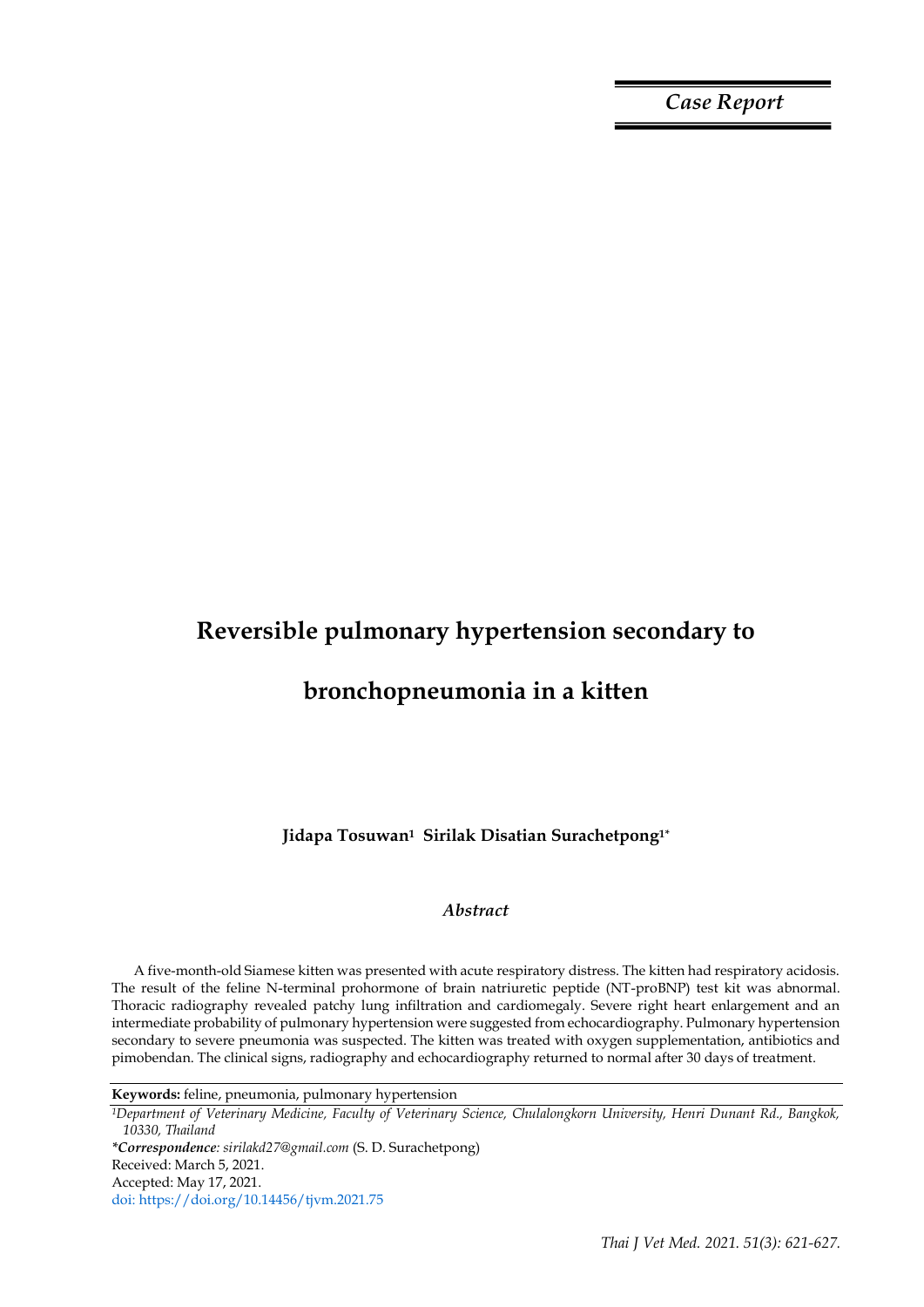*Case Report*

# Reversible pulmonary hypertension secondary to bronchopneumonia in a kitten

**Jidapa Tosuwan[1] Sirilak Disatian Surachetpong[1*]**

### *Abstract*

A five-month-old Siamese kitten was presented with acute respiratory distress. The kitten had respiratory acidosis. The result of the feline N-terminal prohormone of brain natriuretic peptide (NT-proBNP) test kit was abnormal. Thoracic radiography revealed patchy lung infiltration and cardiomegaly. Severe right heart enlargement and an intermediate probability of pulmonary hypertension were suggested from echocardiography. Pulmonary hypertension secondary to severe pneumonia was suspected. The kitten was treated with oxygen supplementation, antibiotics and pimobendan. The clinical signs, radiography and echocardiography returned to normal after 30 days of treatment.

**Keywords:** feline, pneumonia, pulmonary hypertension

[1]*Department of Veterinary Medicine, Faculty of Veterinary Science, Chulalongkorn University, Henri Dunant Rd., Bangkok, 10330, Thailand*

****Correspondence**: sirilakd27@gmail.com* (S. D. Surachetpong)

Received: March 5, 2021.

Accepted: May 17, 2021.

doi: https://doi.org/10.14456/tjvm.2021.75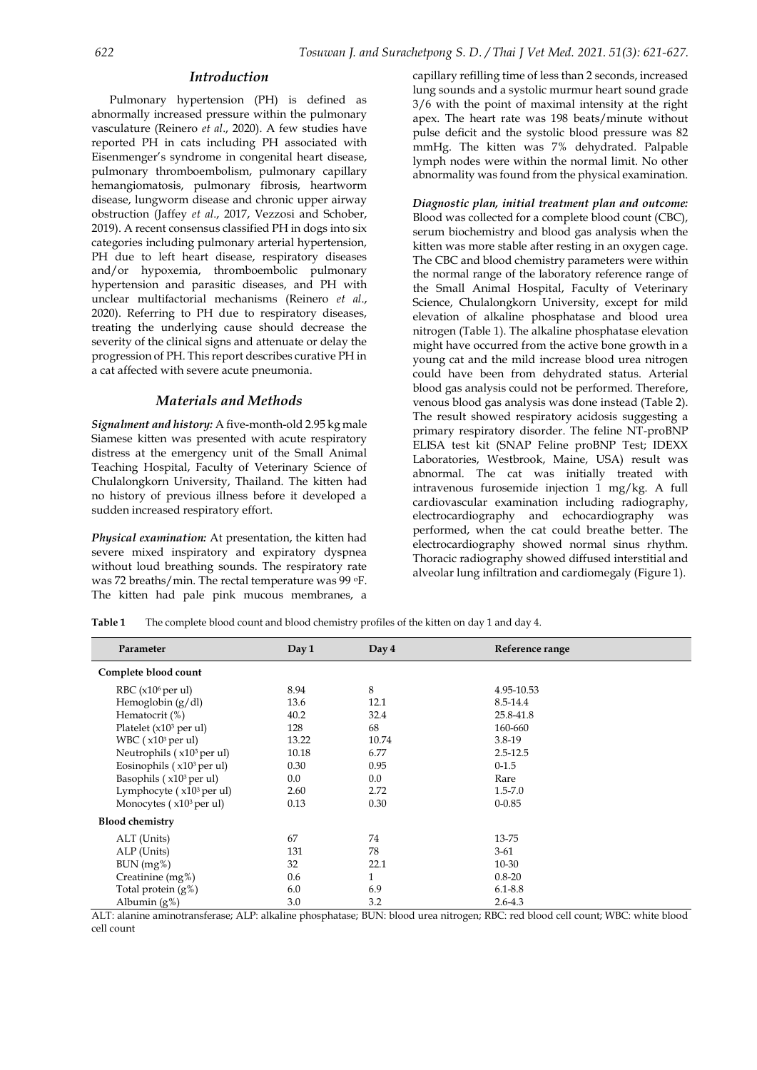## Introduction

Pulmonary hypertension (PH) is defined as abnormally increased pressure within the pulmonary vasculature (Reinero *et al*., 2020). A few studies have reported PH in cats including PH associated with Eisenmenger's syndrome in congenital heart disease, pulmonary thromboembolism, pulmonary capillary hemangiomatosis, pulmonary fibrosis, heartworm disease, lungworm disease and chronic upper airway obstruction (Jaffey *et al*., 2017, Vezzosi and Schober, 2019). A recent consensus classified PH in dogs into six categories including pulmonary arterial hypertension, PH due to left heart disease, respiratory diseases and/or hypoxemia, thromboembolic pulmonary hypertension and parasitic diseases, and PH with unclear multifactorial mechanisms (Reinero *et al*., 2020). Referring to PH due to respiratory diseases, treating the underlying cause should decrease the severity of the clinical signs and attenuate or delay the progression of PH. This report describes curative PH in a cat affected with severe acute pneumonia.

## Materials and Methods

***Signalment and history:*** A five-month-old 2.95 kg male Siamese kitten was presented with acute respiratory distress at the emergency unit of the Small Animal Teaching Hospital, Faculty of Veterinary Science of Chulalongkorn University, Thailand. The kitten had no history of previous illness before it developed a sudden increased respiratory effort.

***Physical examination:*** At presentation, the kitten had severe mixed inspiratory and expiratory dyspnea without loud breathing sounds. The respiratory rate was 72 breaths/min. The rectal temperature was 99 °F. The kitten had pale pink mucous membranes, a capillary refilling time of less than 2 seconds, increased lung sounds and a systolic murmur heart sound grade 3/6 with the point of maximal intensity at the right apex. The heart rate was 198 beats/minute without pulse deficit and the systolic blood pressure was 82 mmHg. The kitten was 7% dehydrated. Palpable lymph nodes were within the normal limit. No other abnormality was found from the physical examination.

***Diagnostic plan, initial treatment plan and outcome:*** Blood was collected for a complete blood count (CBC), serum biochemistry and blood gas analysis when the kitten was more stable after resting in an oxygen cage. The CBC and blood chemistry parameters were within the normal range of the laboratory reference range of the Small Animal Hospital, Faculty of Veterinary Science, Chulalongkorn University, except for mild elevation of alkaline phosphatase and blood urea nitrogen (Table 1). The alkaline phosphatase elevation might have occurred from the active bone growth in a young cat and the mild increase blood urea nitrogen could have been from dehydrated status. Arterial blood gas analysis could not be performed. Therefore, venous blood gas analysis was done instead (Table 2). The result showed respiratory acidosis suggesting a primary respiratory disorder. The feline NT-proBNP ELISA test kit (SNAP Feline proBNP Test; IDEXX Laboratories, Westbrook, Maine, USA) result was abnormal. The cat was initially treated with intravenous furosemide injection 1 mg/kg. A full cardiovascular examination including radiography, electrocardiography and echocardiography was performed, when the cat could breathe better. The electrocardiography showed normal sinus rhythm. Thoracic radiography showed diffused interstitial and alveolar lung infiltration and cardiomegaly (Figure 1).

**Table 1** The complete blood count and blood chemistry profiles of the kitten on day 1 and day 4.

| Parameter | Day 1 | Day 4 | Reference range |
|---|---|---|---|
| **Complete blood count** | | | |
| RBC ($x10^6$ per ul) | 8.94 | 8 | 4.95-10.53 |
| Hemoglobin (g/dl) | 13.6 | 12.1 | 8.5-14.4 |
| Hematocrit (%) | 40.2 | 32.4 | 25.8-41.8 |
| Platelet ($x10^3$ per ul) | 128 | 68 | 160-660 |
| WBC ( $x10^3$ per ul) | 13.22 | 10.74 | 3.8-19 |
| Neutrophils ( $x10^3$ per ul) | 10.18 | 6.77 | 2.5-12.5 |
| Eosinophils ( $x10^3$ per ul) | 0.30 | 0.95 | 0-1.5 |
| Basophils ( $x10^3$ per ul) | 0.0 | 0.0 | Rare |
| Lymphocyte ( $x10^3$ per ul) | 2.60 | 2.72 | 1.5-7.0 |
| Monocytes ( $x10^3$ per ul) | 0.13 | 0.30 | 0-0.85 |
| **Blood chemistry** | | | |
| ALT (Units) | 67 | 74 | 13-75 |
| ALP (Units) | 131 | 78 | 3-61 |
| BUN (mg%) | 32 | 22.1 | 10-30 |
| Creatinine (mg%) | 0.6 | 1 | 0.8-20 |
| Total protein (g%) | 6.0 | 6.9 | 6.1-8.8 |
| Albumin (g%) | 3.0 | 3.2 | 2.6-4.3 |

ALT: alanine aminotransferase; ALP: alkaline phosphatase; BUN: blood urea nitrogen; RBC: red blood cell count; WBC: white blood cell count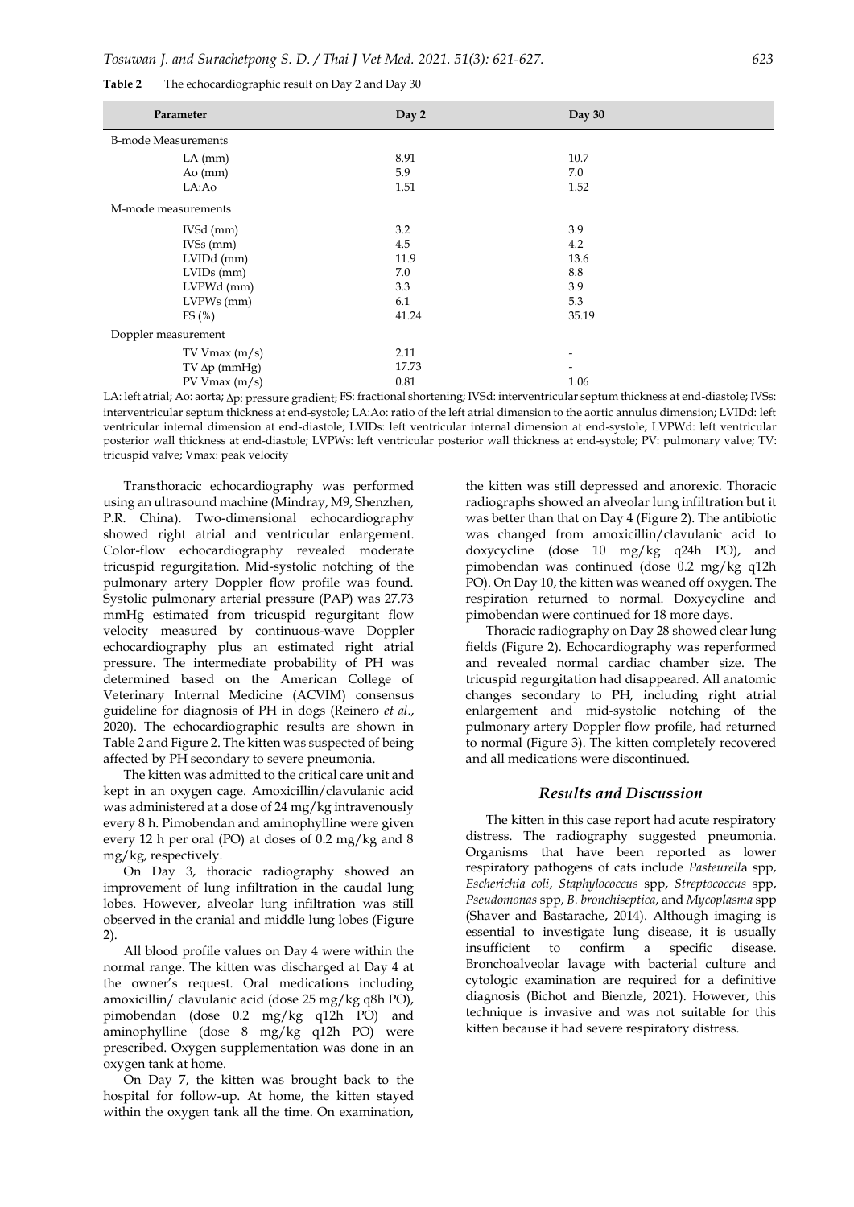**Table 2** The echocardiographic result on Day 2 and Day 30

| Parameter | Day 2 | Day 30 |
|---|---|---|
| B-mode Measurements | | |
| LA (mm) | 8.91 | 10.7 |
| Ao (mm) | 5.9 | 7.0 |
| LA:Ao | 1.51 | 1.52 |
| M-mode measurements | | |
| IVSd (mm) | 3.2 | 3.9 |
| IVSs (mm) | 4.5 | 4.2 |
| LVIDd (mm) | 11.9 | 13.6 |
| LVIDs (mm) | 7.0 | 8.8 |
| LVPWd (mm) | 3.3 | 3.9 |
| LVPWs (mm) | 6.1 | 5.3 |
| FS (%) | 41.24 | 35.19 |
| Doppler measurement | | |
| TV Vmax (m/s) | 2.11 | - |
| TV Δp (mmHg) | 17.73 | - |
| PV Vmax (m/s) | 0.81 | 1.06 |

LA: left atrial; Ao: aorta; Δp: pressure gradient; FS: fractional shortening; IVSd: interventricular septum thickness at end-diastole; IVSs: interventricular septum thickness at end-systole; LA:Ao: ratio of the left atrial dimension to the aortic annulus dimension; LVIDd: left ventricular internal dimension at end-diastole; LVIDs: left ventricular internal dimension at end-systole; LVPWd: left ventricular posterior wall thickness at end-diastole; LVPWs: left ventricular posterior wall thickness at end-systole; PV: pulmonary valve; TV: tricuspid valve; Vmax: peak velocity

Transthoracic echocardiography was performed using an ultrasound machine (Mindray, M9, Shenzhen, P.R. China). Two-dimensional echocardiography showed right atrial and ventricular enlargement. Color-flow echocardiography revealed moderate tricuspid regurgitation. Mid-systolic notching of the pulmonary artery Doppler flow profile was found. Systolic pulmonary arterial pressure (PAP) was 27.73 mmHg estimated from tricuspid regurgitant flow velocity measured by continuous-wave Doppler echocardiography plus an estimated right atrial pressure. The intermediate probability of PH was determined based on the American College of Veterinary Internal Medicine (ACVIM) consensus guideline for diagnosis of PH in dogs (Reinero *et al*., 2020). The echocardiographic results are shown in Table 2 and Figure 2. The kitten was suspected of being affected by PH secondary to severe pneumonia.

The kitten was admitted to the critical care unit and kept in an oxygen cage. Amoxicillin/clavulanic acid was administered at a dose of 24 mg/kg intravenously every 8 h. Pimobendan and aminophylline were given every 12 h per oral (PO) at doses of 0.2 mg/kg and 8 mg/kg, respectively.

On Day 3, thoracic radiography showed an improvement of lung infiltration in the caudal lung lobes. However, alveolar lung infiltration was still observed in the cranial and middle lung lobes (Figure 2).

All blood profile values on Day 4 were within the normal range. The kitten was discharged at Day 4 at the owner's request. Oral medications including amoxicillin/ clavulanic acid (dose 25 mg/kg q8h PO), pimobendan (dose 0.2 mg/kg q12h PO) and aminophylline (dose 8 mg/kg q12h PO) were prescribed. Oxygen supplementation was done in an oxygen tank at home.

On Day 7, the kitten was brought back to the hospital for follow-up. At home, the kitten stayed within the oxygen tank all the time. On examination, the kitten was still depressed and anorexic. Thoracic radiographs showed an alveolar lung infiltration but it was better than that on Day 4 (Figure 2). The antibiotic was changed from amoxicillin/clavulanic acid to doxycycline (dose 10 mg/kg q24h PO), and pimobendan was continued (dose 0.2 mg/kg q12h PO). On Day 10, the kitten was weaned off oxygen. The respiration returned to normal. Doxycycline and pimobendan were continued for 18 more days.

Thoracic radiography on Day 28 showed clear lung fields (Figure 2). Echocardiography was reperformed and revealed normal cardiac chamber size. The tricuspid regurgitation had disappeared. All anatomic changes secondary to PH, including right atrial enlargement and mid-systolic notching of the pulmonary artery Doppler flow profile, had returned to normal (Figure 3). The kitten completely recovered and all medications were discontinued.

## Results and Discussion

The kitten in this case report had acute respiratory distress. The radiography suggested pneumonia. Organisms that have been reported as lower respiratory pathogens of cats include *Pasteurella* spp, *Escherichia coli*, *Staphylococcus* spp, *Streptococcus* spp, *Pseudomonas* spp, *B. bronchiseptica*, and *Mycoplasma* spp (Shaver and Bastarache, 2014). Although imaging is essential to investigate lung disease, it is usually insufficient to confirm a specific disease. Bronchoalveolar lavage with bacterial culture and cytologic examination are required for a definitive diagnosis (Bichot and Bienzle, 2021). However, this technique is invasive and was not suitable for this kitten because it had severe respiratory distress.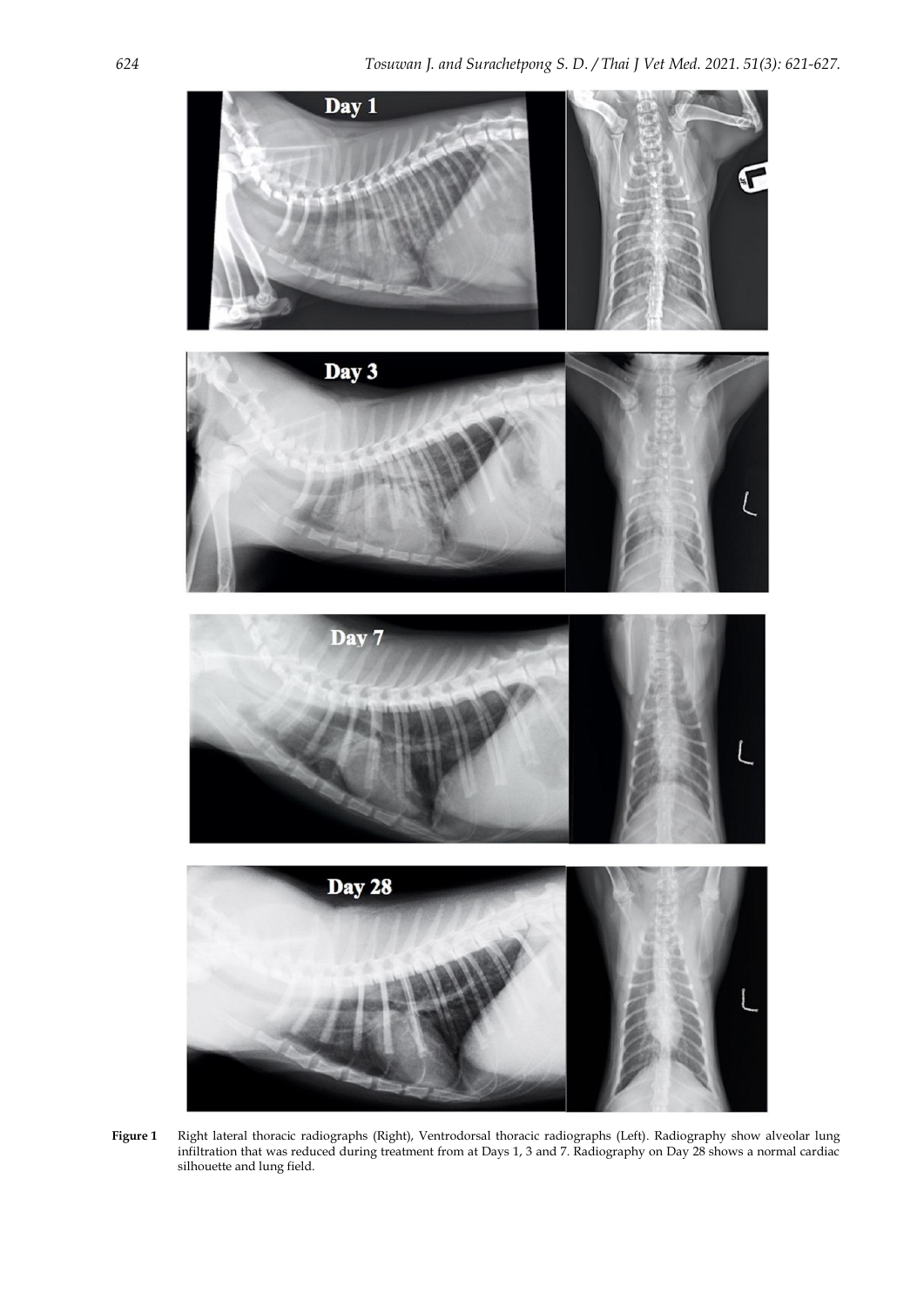**Figure 1** Right lateral thoracic radiographs (Right), Ventrodorsal thoracic radiographs (Left). Radiography show alveolar lung infiltration that was reduced during treatment from at Days 1, 3 and 7. Radiography on Day 28 shows a normal cardiac silhouette and lung field.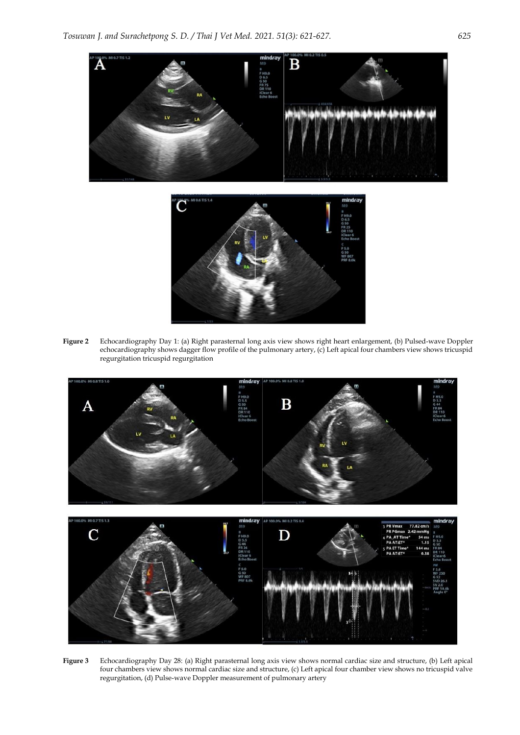**Figure 2** Echocardiography Day 1: (a) Right parasternal long axis view shows right heart enlargement, (b) Pulsed-wave Doppler echocardiography shows dagger flow profile of the pulmonary artery, (c) Left apical four chambers view shows tricuspid regurgitation tricuspid regurgitation

**Figure 3** Echocardiography Day 28: (a) Right parasternal long axis view shows normal cardiac size and structure, (b) Left apical four chambers view shows normal cardiac size and structure, (c) Left apical four chamber view shows no tricuspid valve regurgitation, (d) Pulse-wave Doppler measurement of pulmonary artery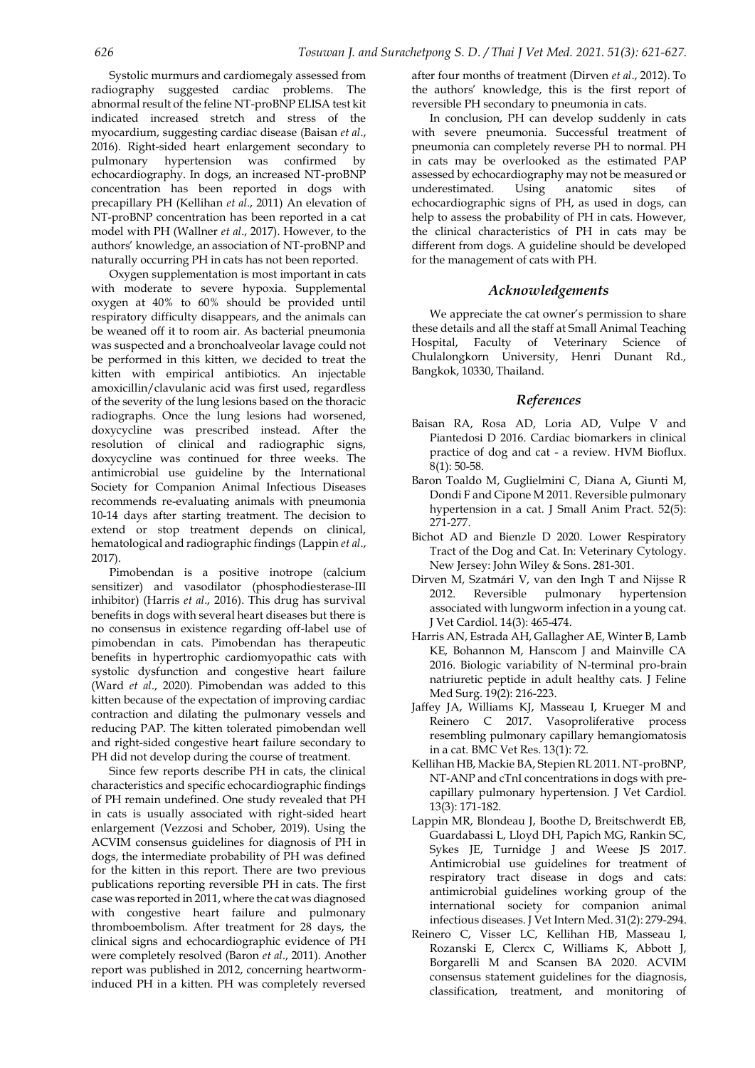Systolic murmurs and cardiomegaly assessed from radiography suggested cardiac problems. The abnormal result of the feline NT-proBNP ELISA test kit indicated increased stretch and stress of the myocardium, suggesting cardiac disease (Baisan *et al*., 2016). Right-sided heart enlargement secondary to pulmonary hypertension was confirmed by echocardiography. In dogs, an increased NT-proBNP concentration has been reported in dogs with precapillary PH (Kellihan *et al*., 2011) An elevation of NT-proBNP concentration has been reported in a cat model with PH (Wallner *et al*., 2017). However, to the authors' knowledge, an association of NT-proBNP and naturally occurring PH in cats has not been reported.

Oxygen supplementation is most important in cats with moderate to severe hypoxia. Supplemental oxygen at 40% to 60% should be provided until respiratory difficulty disappears, and the animals can be weaned off it to room air. As bacterial pneumonia was suspected and a bronchoalveolar lavage could not be performed in this kitten, we decided to treat the kitten with empirical antibiotics. An injectable amoxicillin/clavulanic acid was first used, regardless of the severity of the lung lesions based on the thoracic radiographs. Once the lung lesions had worsened, doxycycline was prescribed instead. After the resolution of clinical and radiographic signs, doxycycline was continued for three weeks. The antimicrobial use guideline by the International Society for Companion Animal Infectious Diseases recommends re-evaluating animals with pneumonia 10-14 days after starting treatment. The decision to extend or stop treatment depends on clinical, hematological and radiographic findings (Lappin *et al*., 2017).

Pimobendan is a positive inotrope (calcium sensitizer) and vasodilator (phosphodiesterase-III inhibitor) (Harris *et al*., 2016). This drug has survival benefits in dogs with several heart diseases but there is no consensus in existence regarding off-label use of pimobendan in cats. Pimobendan has therapeutic benefits in hypertrophic cardiomyopathic cats with systolic dysfunction and congestive heart failure (Ward *et al*., 2020). Pimobendan was added to this kitten because of the expectation of improving cardiac contraction and dilating the pulmonary vessels and reducing PAP. The kitten tolerated pimobendan well and right-sided congestive heart failure secondary to PH did not develop during the course of treatment.

Since few reports describe PH in cats, the clinical characteristics and specific echocardiographic findings of PH remain undefined. One study revealed that PH in cats is usually associated with right-sided heart enlargement (Vezzosi and Schober, 2019). Using the ACVIM consensus guidelines for diagnosis of PH in dogs, the intermediate probability of PH was defined for the kitten in this report. There are two previous publications reporting reversible PH in cats. The first case was reported in 2011, where the cat was diagnosed with congestive heart failure and pulmonary thromboembolism. After treatment for 28 days, the clinical signs and echocardiographic evidence of PH were completely resolved (Baron *et al*., 2011). Another report was published in 2012, concerning heartworm-induced PH in a kitten. PH was completely reversed after four months of treatment (Dirven *et al*., 2012). To the authors' knowledge, this is the first report of reversible PH secondary to pneumonia in cats.

In conclusion, PH can develop suddenly in cats with severe pneumonia. Successful treatment of pneumonia can completely reverse PH to normal. PH in cats may be overlooked as the estimated PAP assessed by echocardiography may not be measured or underestimated. Using anatomic sites of echocardiographic signs of PH, as used in dogs, can help to assess the probability of PH in cats. However, the clinical characteristics of PH in cats may be different from dogs. A guideline should be developed for the management of cats with PH.

## Acknowledgements

We appreciate the cat owner's permission to share these details and all the staff at Small Animal Teaching Hospital, Faculty of Veterinary Science of Chulalongkorn University, Henri Dunant Rd., Bangkok, 10330, Thailand.

## References

Baisan RA, Rosa AD, Loria AD, Vulpe V and Piantedosi D 2016. Cardiac biomarkers in clinical practice of dog and cat - a review. HVM Bioflux. 8(1): 50-58.

Baron Toaldo M, Guglielmini C, Diana A, Giunti M, Dondi F and Cipone M 2011. Reversible pulmonary hypertension in a cat. J Small Anim Pract. 52(5): 271-277.

Bichot AD and Bienzle D 2020. Lower Respiratory Tract of the Dog and Cat. In: Veterinary Cytology. New Jersey: John Wiley & Sons. 281-301.

Dirven M, Szatmári V, van den Ingh T and Nijsse R 2012. Reversible pulmonary hypertension associated with lungworm infection in a young cat. J Vet Cardiol. 14(3): 465-474.

Harris AN, Estrada AH, Gallagher AE, Winter B, Lamb KE, Bohannon M, Hanscom J and Mainville CA 2016. Biologic variability of N-terminal pro-brain natriuretic peptide in adult healthy cats. J Feline Med Surg. 19(2): 216-223.

Jaffey JA, Williams KJ, Masseau I, Krueger M and Reinero C 2017. Vasoproliferative process resembling pulmonary capillary hemangiomatosis in a cat. BMC Vet Res. 13(1): 72.

Kellihan HB, Mackie BA, Stepien RL 2011. NT-proBNP, NT-ANP and cTnI concentrations in dogs with pre-capillary pulmonary hypertension. J Vet Cardiol. 13(3): 171-182.

Lappin MR, Blondeau J, Boothe D, Breitschwerdt EB, Guardabassi L, Lloyd DH, Papich MG, Rankin SC, Sykes JE, Turnidge J and Weese JS 2017. Antimicrobial use guidelines for treatment of respiratory tract disease in dogs and cats: antimicrobial guidelines working group of the international society for companion animal infectious diseases. J Vet Intern Med. 31(2): 279-294.

Reinero C, Visser LC, Kellihan HB, Masseau I, Rozanski E, Clercx C, Williams K, Abbott J, Borgarelli M and Scansen BA 2020. ACVIM consensus statement guidelines for the diagnosis, classification, treatment, and monitoring of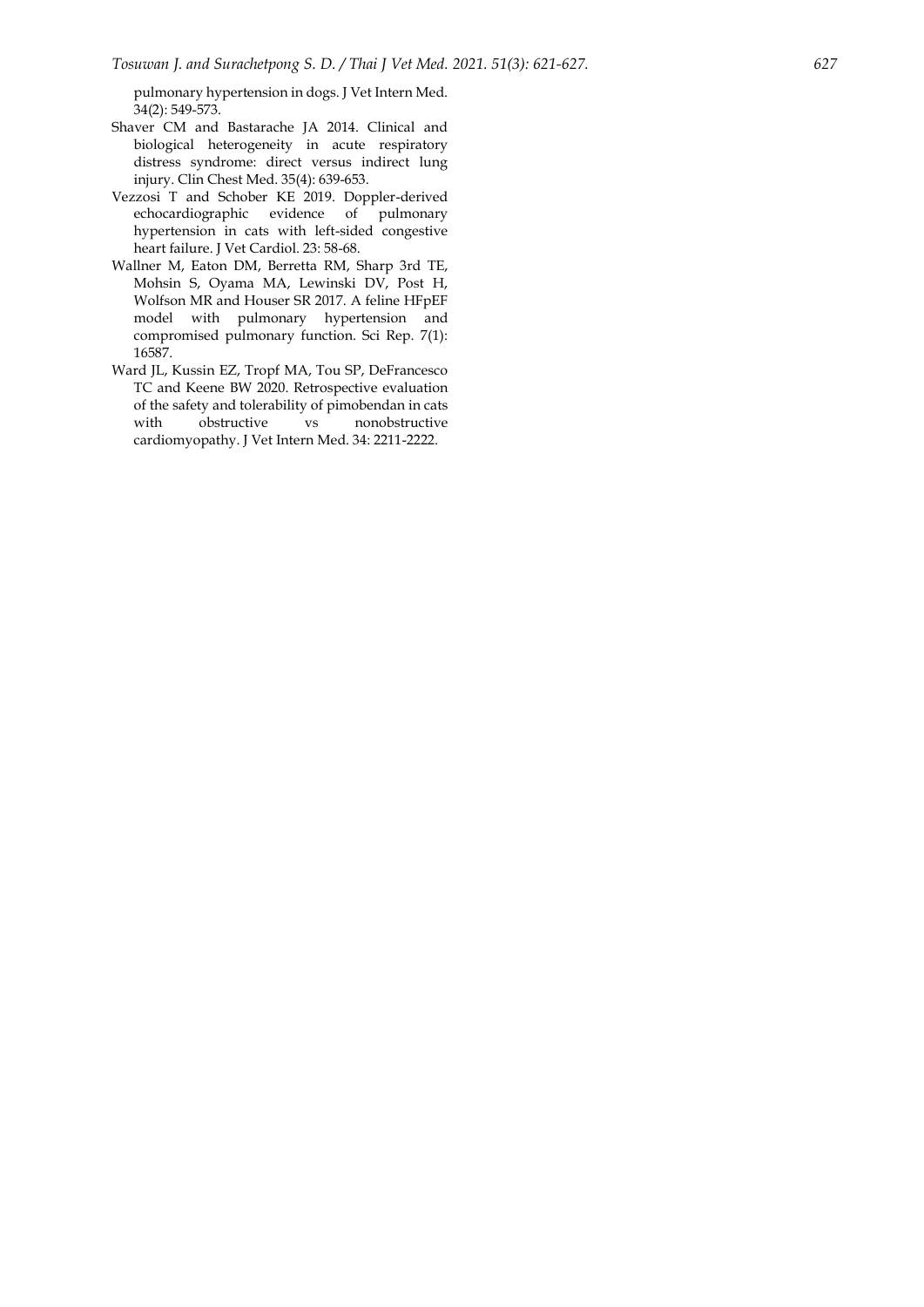pulmonary hypertension in dogs. J Vet Intern Med. 34(2): 549-573.

Shaver CM and Bastarache JA 2014. Clinical and biological heterogeneity in acute respiratory distress syndrome: direct versus indirect lung injury. Clin Chest Med. 35(4): 639-653.

Vezzosi T and Schober KE 2019. Doppler-derived echocardiographic evidence of pulmonary hypertension in cats with left-sided congestive heart failure. J Vet Cardiol. 23: 58-68.

Wallner M, Eaton DM, Berretta RM, Sharp 3rd TE, Mohsin S, Oyama MA, Lewinski DV, Post H, Wolfson MR and Houser SR 2017. A feline HFpEF model with pulmonary hypertension and compromised pulmonary function. Sci Rep. 7(1): 16587.

Ward JL, Kussin EZ, Tropf MA, Tou SP, DeFrancesco TC and Keene BW 2020. Retrospective evaluation of the safety and tolerability of pimobendan in cats with obstructive vs nonobstructive cardiomyopathy. J Vet Intern Med. 34: 2211-2222.